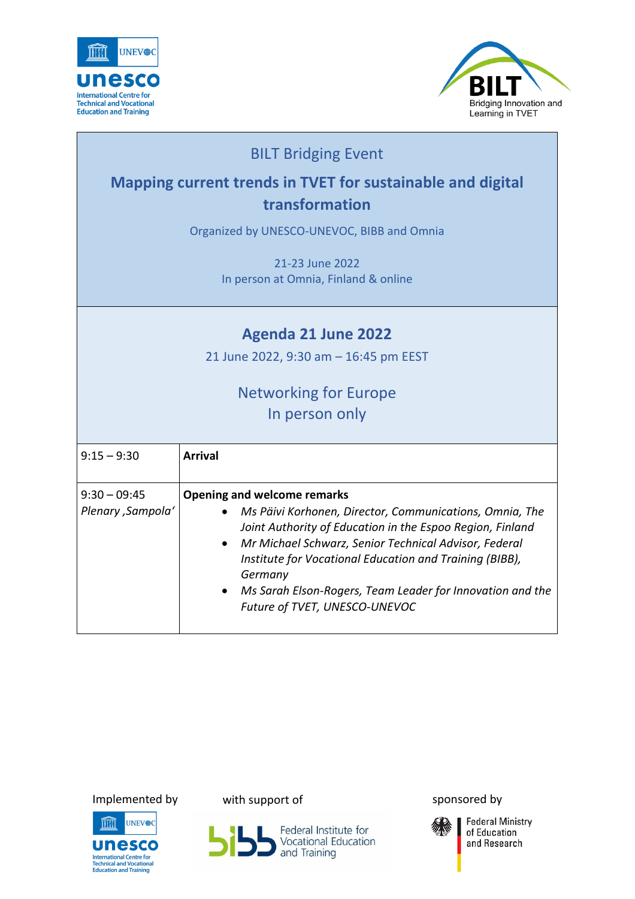UNEVOC
unesco
International Centre for Technical and Vocational Education and Training

BILT
Bridging Innovation and Learning in TVET

BILT Bridging Event

# Mapping current trends in TVET for sustainable and digital transformation

Organized by UNESCO-UNEVOC, BIBB and Omnia

21-23 June 2022
In person at Omnia, Finland & online

## Agenda 21 June 2022

21 June 2022, 9:30 am – 16:45 pm EEST

Networking for Europe
In person only

| | |
|---|---|
| 9:15 – 9:30 | **Arrival** |
| 9:30 – 09:45<br>*Plenary ,Sampola'* | **Opening and welcome remarks**<br>• *Ms Päivi Korhonen, Director, Communications, Omnia, The Joint Authority of Education in the Espoo Region, Finland*<br>• *Mr Michael Schwarz, Senior Technical Advisor, Federal Institute for Vocational Education and Training (BIBB), Germany*<br>• *Ms Sarah Elson-Rogers, Team Leader for Innovation and the Future of TVET, UNESCO-UNEVOC* |

Implemented by
UNEVOC
unesco
International Centre for Technical and Vocational Education and Training

with support of
bibb Federal Institute for Vocational Education and Training

sponsored by
Federal Ministry of Education and Research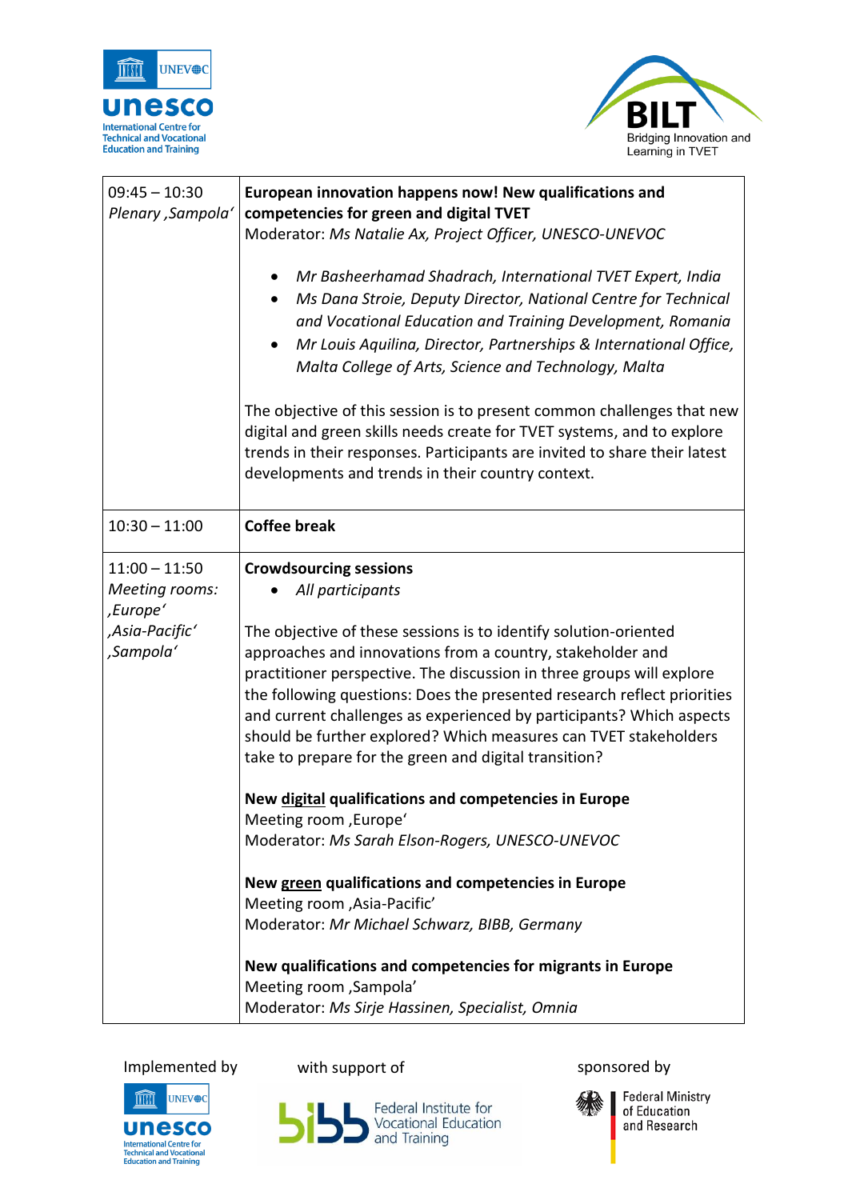| | |
|---|---|
| 09:45 – 10:30<br>*Plenary ‚Sampola'* | **European innovation happens now! New qualifications and competencies for green and digital TVET**<br>Moderator: *Ms Natalie Ax, Project Officer, UNESCO-UNEVOC*<br><br>• *Mr Basheerhamad Shadrach, International TVET Expert, India*<br>• *Ms Dana Stroie, Deputy Director, National Centre for Technical and Vocational Education and Training Development, Romania*<br>• *Mr Louis Aquilina, Director, Partnerships & International Office, Malta College of Arts, Science and Technology, Malta*<br><br>The objective of this session is to present common challenges that new digital and green skills needs create for TVET systems, and to explore trends in their responses. Participants are invited to share their latest developments and trends in their country context. |
| 10:30 – 11:00 | **Coffee break** |
| 11:00 – 11:50<br>*Meeting rooms: ‚Europe' ‚Asia-Pacific' ‚Sampola'* | **Crowdsourcing sessions**<br>• *All participants*<br><br>The objective of these sessions is to identify solution-oriented approaches and innovations from a country, stakeholder and practitioner perspective. The discussion in three groups will explore the following questions: Does the presented research reflect priorities and current challenges as experienced by participants? Which aspects should be further explored? Which measures can TVET stakeholders take to prepare for the green and digital transition?<br><br>**New digital qualifications and competencies in Europe**<br>Meeting room ‚Europe'<br>Moderator: *Ms Sarah Elson-Rogers, UNESCO-UNEVOC*<br><br>**New green qualifications and competencies in Europe**<br>Meeting room ‚Asia-Pacific'<br>Moderator: *Mr Michael Schwarz, BIBB, Germany*<br><br>**New qualifications and competencies for migrants in Europe**<br>Meeting room ‚Sampola'<br>Moderator: *Ms Sirje Hassinen, Specialist, Omnia* |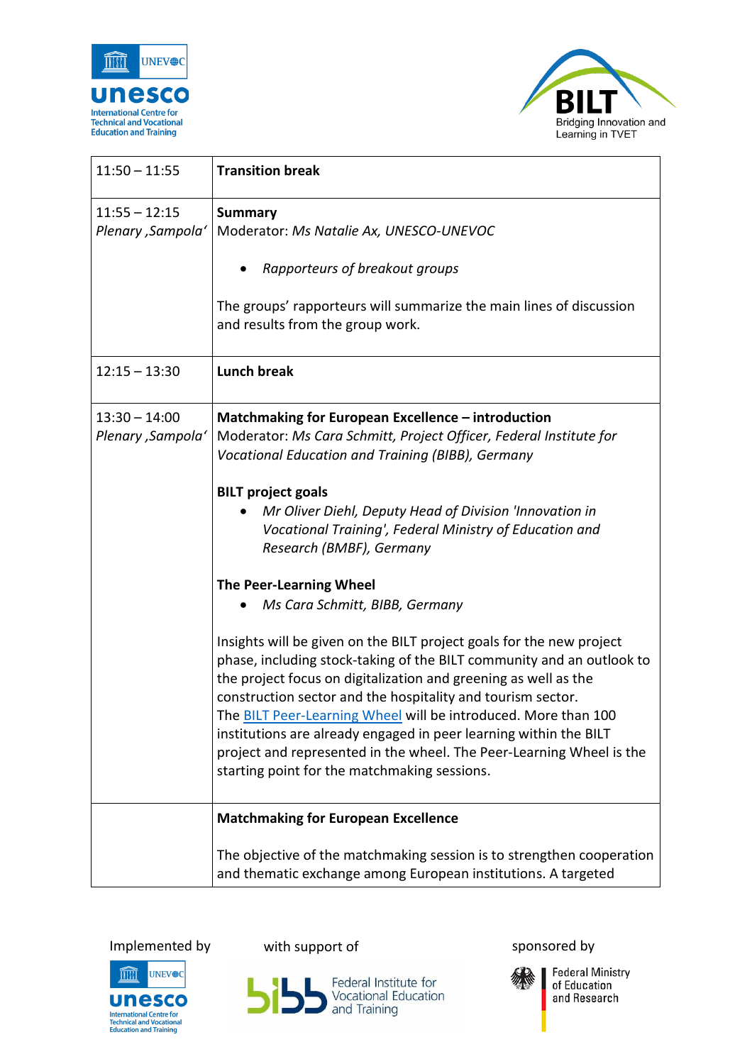| | |
|---|---|
| 11:50 – 11:55 | **Transition break** |
| 11:55 – 12:15<br>*Plenary ‚Sampola'* | **Summary**<br>Moderator: *Ms Natalie Ax, UNESCO-UNEVOC*<br>• *Rapporteurs of breakout groups*<br><br>The groups' rapporteurs will summarize the main lines of discussion and results from the group work. |
| 12:15 – 13:30 | **Lunch break** |
| 13:30 – 14:00<br>*Plenary ‚Sampola'* | **Matchmaking for European Excellence – introduction**<br>Moderator: *Ms Cara Schmitt, Project Officer, Federal Institute for Vocational Education and Training (BIBB), Germany*<br><br>**BILT project goals**<br>• *Mr Oliver Diehl, Deputy Head of Division 'Innovation in Vocational Training', Federal Ministry of Education and Research (BMBF), Germany*<br><br>**The Peer-Learning Wheel**<br>• *Ms Cara Schmitt, BIBB, Germany*<br><br>Insights will be given on the BILT project goals for the new project phase, including stock-taking of the BILT community and an outlook to the project focus on digitalization and greening as well as the construction sector and the hospitality and tourism sector.<br>The BILT Peer-Learning Wheel will be introduced. More than 100 institutions are already engaged in peer learning within the BILT project and represented in the wheel. The Peer-Learning Wheel is the starting point for the matchmaking sessions. |
| | **Matchmaking for European Excellence**<br><br>The objective of the matchmaking session is to strengthen cooperation and thematic exchange among European institutions. A targeted |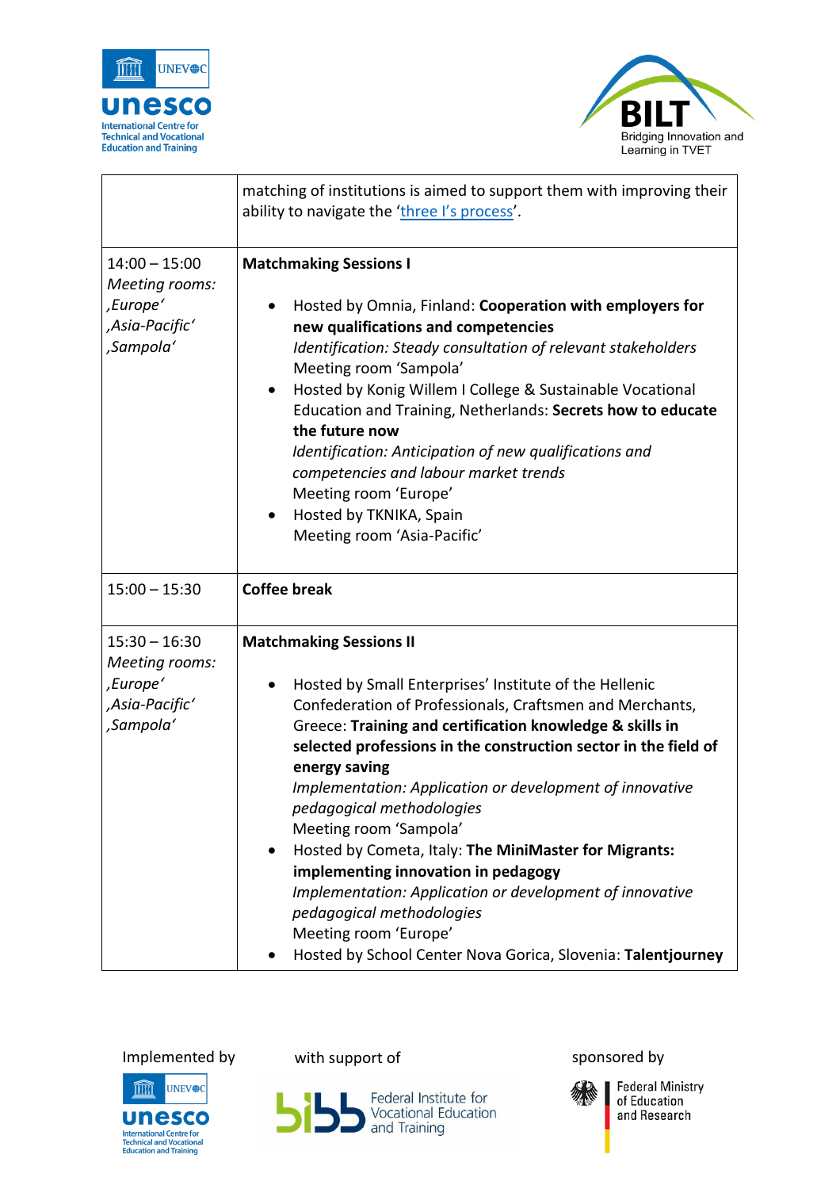| | |
|---|---|
| | matching of institutions is aimed to support them with improving their ability to navigate the 'three I's process'. |
| 14:00 – 15:00<br>*Meeting rooms:*<br>*‚Europe'*<br>*‚Asia-Pacific'*<br>*‚Sampola'* | **Matchmaking Sessions I**<br><br>• Hosted by Omnia, Finland: **Cooperation with employers for new qualifications and competences**<br>*Identification: Steady consultation of relevant stakeholders*<br>Meeting room 'Sampola'<br>• Hosted by Konig Willem I College & Sustainable Vocational Education and Training, Netherlands: **Secrets how to educate the future now**<br>*Identification: Anticipation of new qualifications and competencies and labour market trends*<br>Meeting room 'Europe'<br>• Hosted by TKNIKA, Spain<br>Meeting room 'Asia-Pacific' |
| 15:00 – 15:30 | **Coffee break** |
| 15:30 – 16:30<br>*Meeting rooms:*<br>*‚Europe'*<br>*‚Asia-Pacific'*<br>*‚Sampola'* | **Matchmaking Sessions II**<br><br>• Hosted by Small Enterprises' Institute of the Hellenic Confederation of Professionals, Craftsmen and Merchants, Greece: **Training and certification knowledge & skills in selected professions in the construction sector in the field of energy saving**<br>*Implementation: Application or development of innovative pedagogical methodologies*<br>Meeting room 'Sampola'<br>• Hosted by Cometa, Italy: **The MiniMaster for Migrants: implementing innovation in pedagogy**<br>*Implementation: Application or development of innovative pedagogical methodologies*<br>Meeting room 'Europe'<br>• Hosted by School Center Nova Gorica, Slovenia: **Talentjourney** |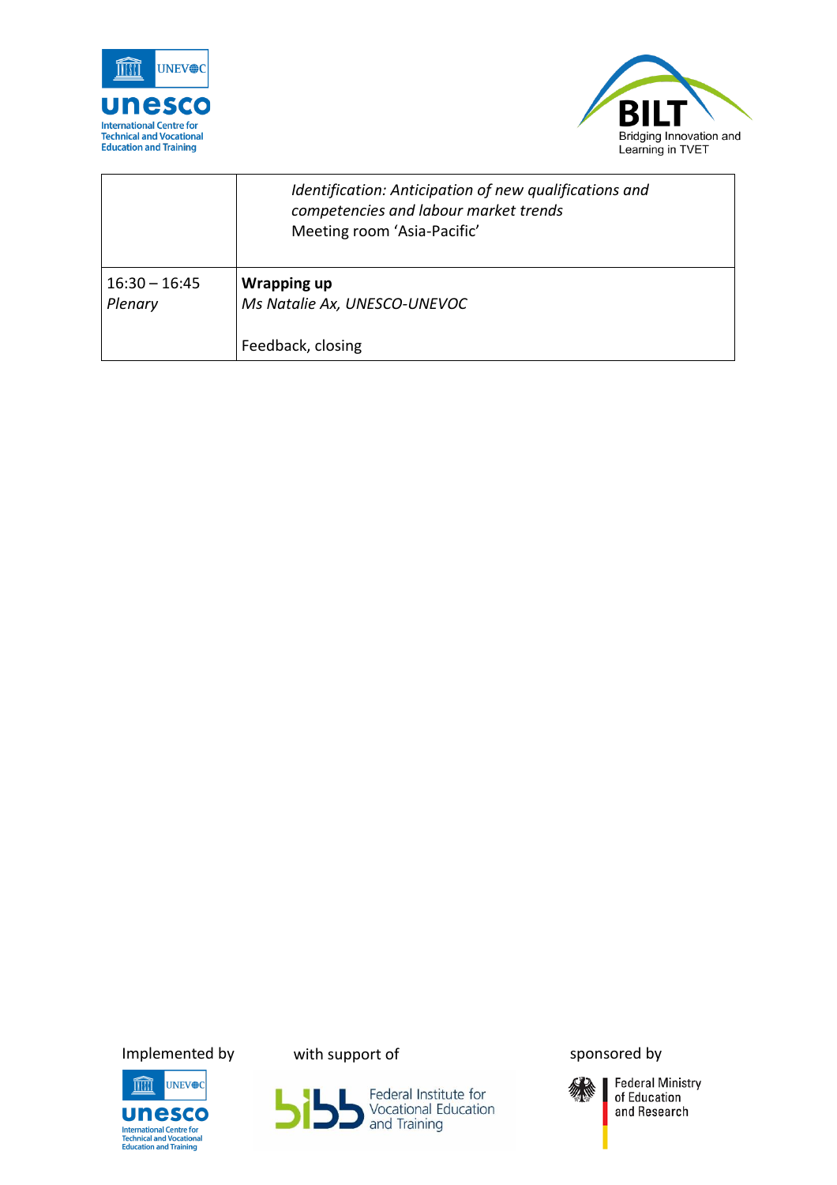| | |
|---|---|
| | *Identification: Anticipation of new qualifications and competencies and labour market trends*<br>Meeting room 'Asia-Pacific' |
| 16:30 – 16:45<br>*Plenary* | **Wrapping up**<br>*Ms Natalie Ax, UNESCO-UNEVOC*<br><br>Feedback, closing |

Implemented by

with support of

sponsored by